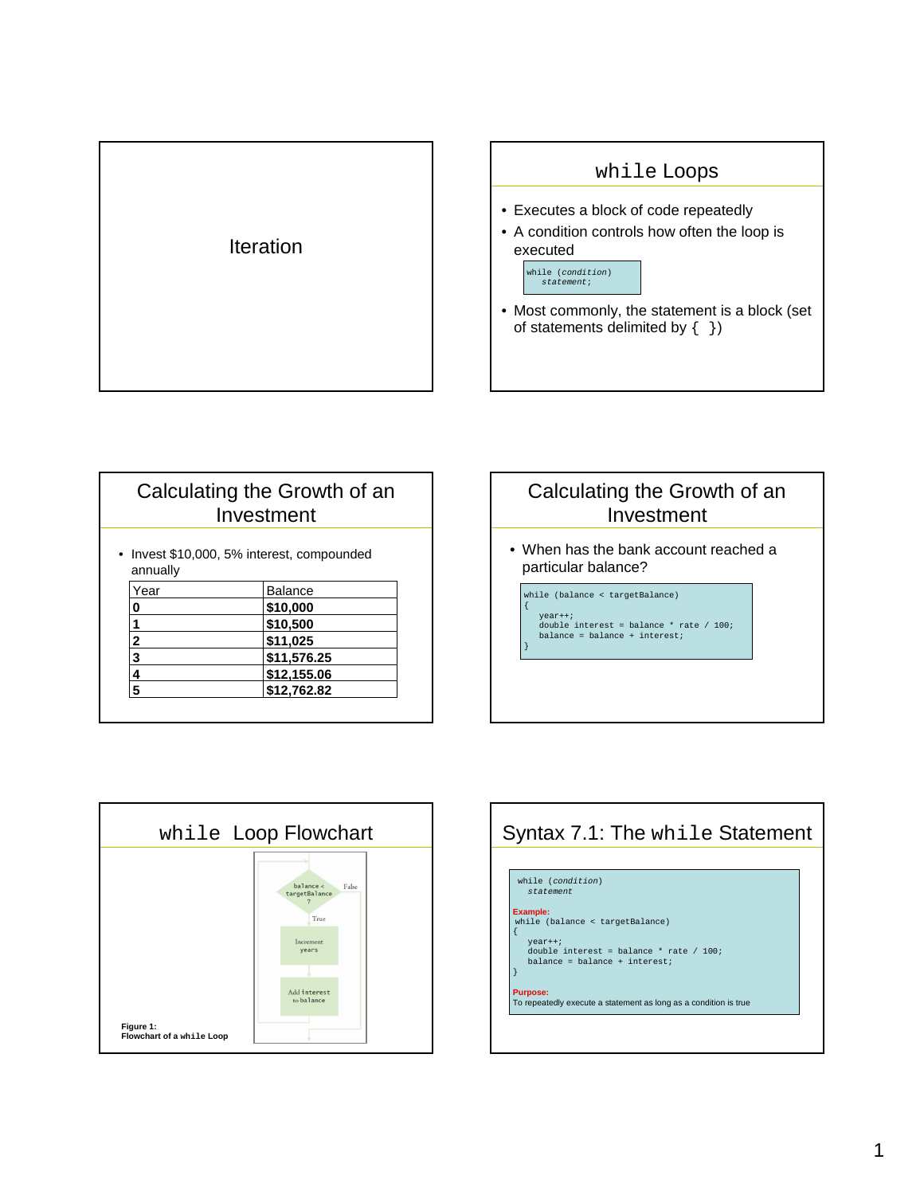# Iteration

## while Loops

- Executes a block of code repeatedly
- A condition controls how often the loop is executed

```
while (condition)
   statement;
```

- Most commonly, the statement is a block (set of statements delimited by { })

## Calculating the Growth of an Investment

- Invest $10,000, 5% interest, compounded annually

| Year | Balance |
|---|---|
| **0** | **$10,000** |
| **1** | **$10,500** |
| **2** | **$11,025** |
| **3** | **$11,576.25** |
| **4** | **$12,155.06** |
| **5** | **$12,762.82** |

## Calculating the Growth of an Investment

- When has the bank account reached a particular balance?

```
while (balance < targetBalance)
{
   year++;
   double interest = balance * rate / 100;
   balance = balance + interest;
}
```

## while Loop Flowchart

balance < targetBalance ? — True → Increment years → Add interest to balance; False → exit

**Figure 1:**
**Flowchart of a while Loop**

## Syntax 7.1: The while Statement

```
while (condition)
   statement
```

**Example:**

```
while (balance < targetBalance)
{
   year++;
   double interest = balance * rate / 100;
   balance = balance + interest;
}
```

**Purpose:**
To repeatedly execute a statement as long as a condition is true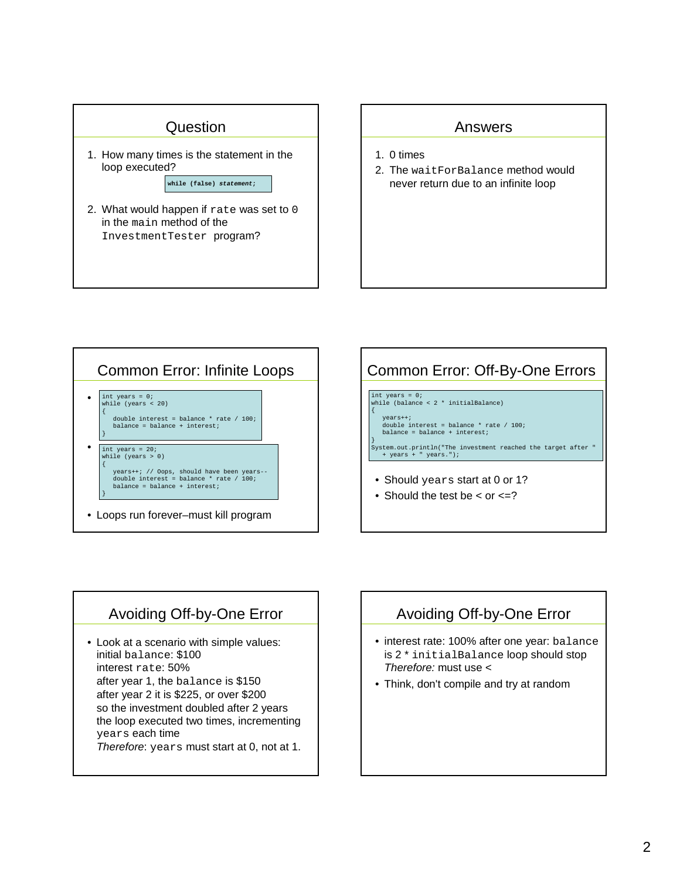## Question

1. How many times is the statement in the loop executed?

```
while (false) statement;
```

2. What would happen if `rate` was set to `0` in the `main` method of the `InvestmentTester` program?

## Answers

1. 0 times
2. The `waitForBalance` method would never return due to an infinite loop

## Common Error: Infinite Loops

- ```
  int years = 0;
  while (years < 20)
  {
     double interest = balance * rate / 100;
     balance = balance + interest;
  }
  ```
- ```
  int years = 20;
  while (years > 0)
  {
     years++; // Oops, should have been years--
     double interest = balance * rate / 100;
     balance = balance + interest;
  }
  ```
- Loops run forever–must kill program

## Common Error: Off-By-One Errors

```
int years = 0;
while (balance < 2 * initialBalance)
{
   years++;
   double interest = balance * rate / 100;
   balance = balance + interest;
}
System.out.println("The investment reached the target after "
   + years + " years.");
```

- Should `years` start at 0 or 1?
- Should the test be < or <=?

## Avoiding Off-by-One Error

- Look at a scenario with simple values:
  initial `balance`: $100
  interest `rate`: 50%
  after year 1, the `balance` is $150
  after year 2 it is $225, or over $200
  so the investment doubled after 2 years
  the loop executed two times, incrementing `years` each time
  *Therefore*: `years` must start at 0, not at 1.

## Avoiding Off-by-One Error

- interest rate: 100% after one year: `balance` is 2 * `initialBalance` loop should stop
  *Therefore:* must use <
- Think, don't compile and try at random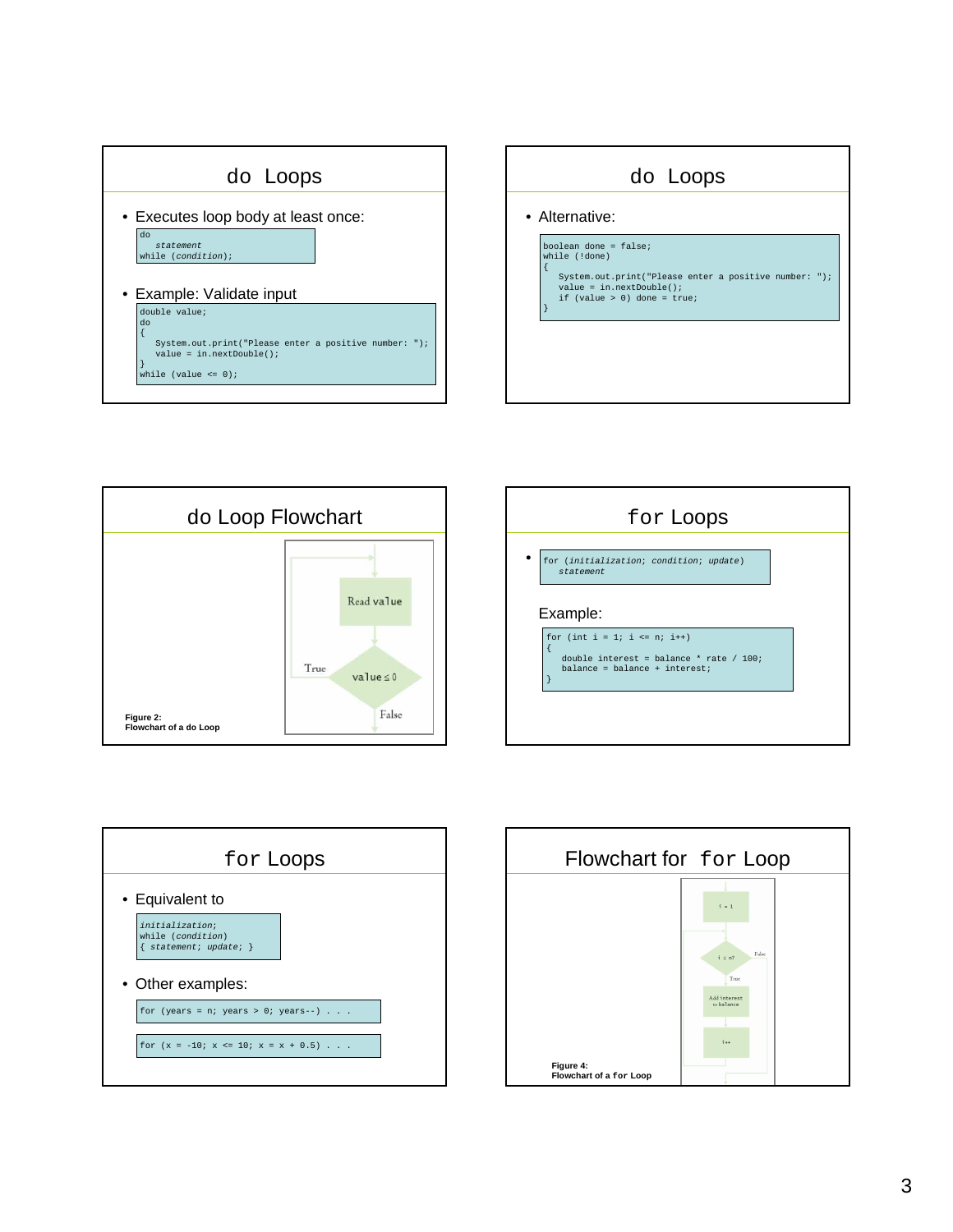## do Loops

- Executes loop body at least once:

```
do
   statement
while (condition);
```

- Example: Validate input

```
double value;
do
{
   System.out.print("Please enter a positive number: ");
   value = in.nextDouble();
}
while (value <= 0);
```

## do Loops

- Alternative:

```
boolean done = false;
while (!done)
{
   System.out.print("Please enter a positive number: ");
   value = in.nextDouble();
   if (value > 0) done = true;
}
```

## do Loop Flowchart

Figure 2:
Flowchart of a do Loop

## for Loops

- ```
  for (initialization; condition; update)
     statement
  ```

Example:

```
for (int i = 1; i <= n; i++)
{
   double interest = balance * rate / 100;
   balance = balance + interest;
}
```

## for Loops

- Equivalent to

```
initialization;
while (condition)
{ statement; update; }
```

- Other examples:

```
for (years = n; years > 0; years--) . . .
```

```
for (x = -10; x <= 10; x = x + 0.5) . . .
```

## Flowchart for for Loop

Figure 4:
Flowchart of a for Loop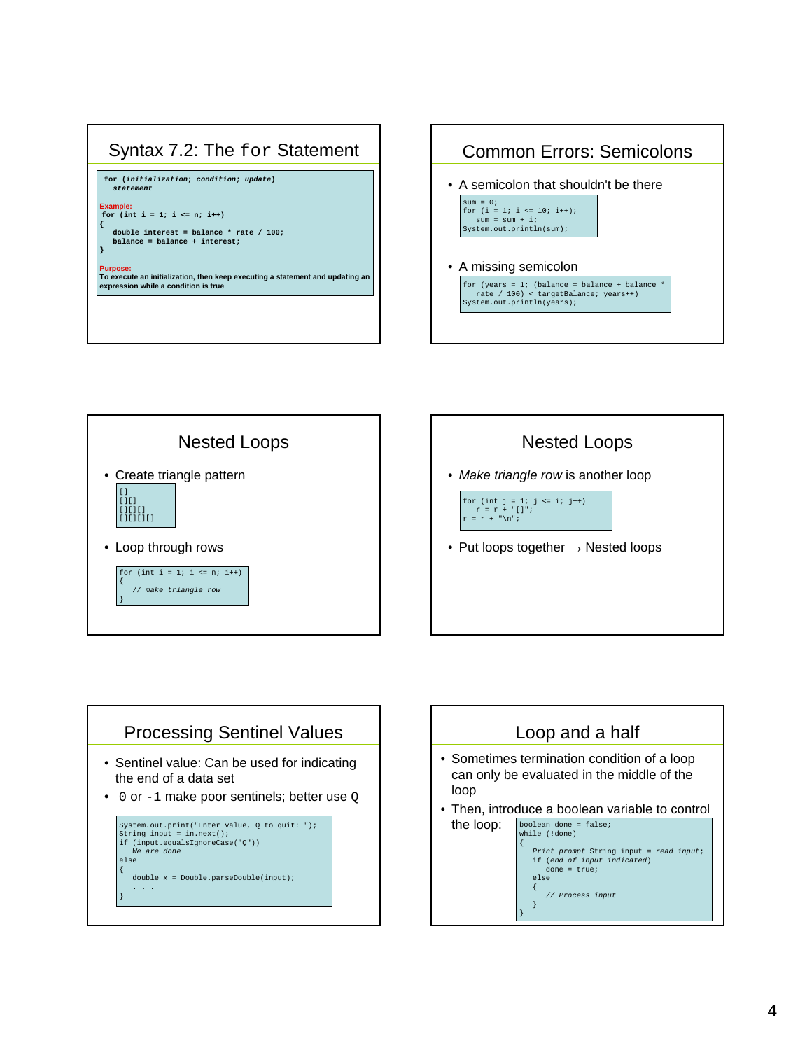## Syntax 7.2: The `for` Statement

```
for (initialization; condition; update)
   statement
```

**Example:**

```
for (int i = 1; i <= n; i++)
{
   double interest = balance * rate / 100;
   balance = balance + interest;
}
```

**Purpose:**
To execute an initialization, then keep executing a statement and updating an expression while a condition is true

## Common Errors: Semicolons

- A semicolon that shouldn't be there

```
sum = 0;
for (i = 1; i <= 10; i++);
   sum = sum + i;
System.out.println(sum);
```

- A missing semicolon

```
for (years = 1; (balance = balance + balance *
   rate / 100) < targetBalance; years++)
System.out.println(years);
```

## Nested Loops

- Create triangle pattern

```
[]
[][]
[][][]
[][][][]
```

- Loop through rows

```
for (int i = 1; i <= n; i++)
{
   // make triangle row
}
```

## Nested Loops

- *Make triangle row* is another loop

```
for (int j = 1; j <= i; j++)
   r = r + "[]";
r = r + "\n";
```

- Put loops together → Nested loops

## Processing Sentinel Values

- Sentinel value: Can be used for indicating the end of a data set
- `0` or `-1` make poor sentinels; better use `Q`

```
System.out.print("Enter value, Q to quit: ");
String input = in.next();
if (input.equalsIgnoreCase("Q"))
   We are done
else
{
   double x = Double.parseDouble(input);
   . . .
}
```

## Loop and a half

- Sometimes termination condition of a loop can only be evaluated in the middle of the loop
- Then, introduce a boolean variable to control the loop:

```
boolean done = false;
while (!done)
{
   Print prompt String input = read input;
   if (end of input indicated)
      done = true;
   else
   {
      // Process input
   }
}
```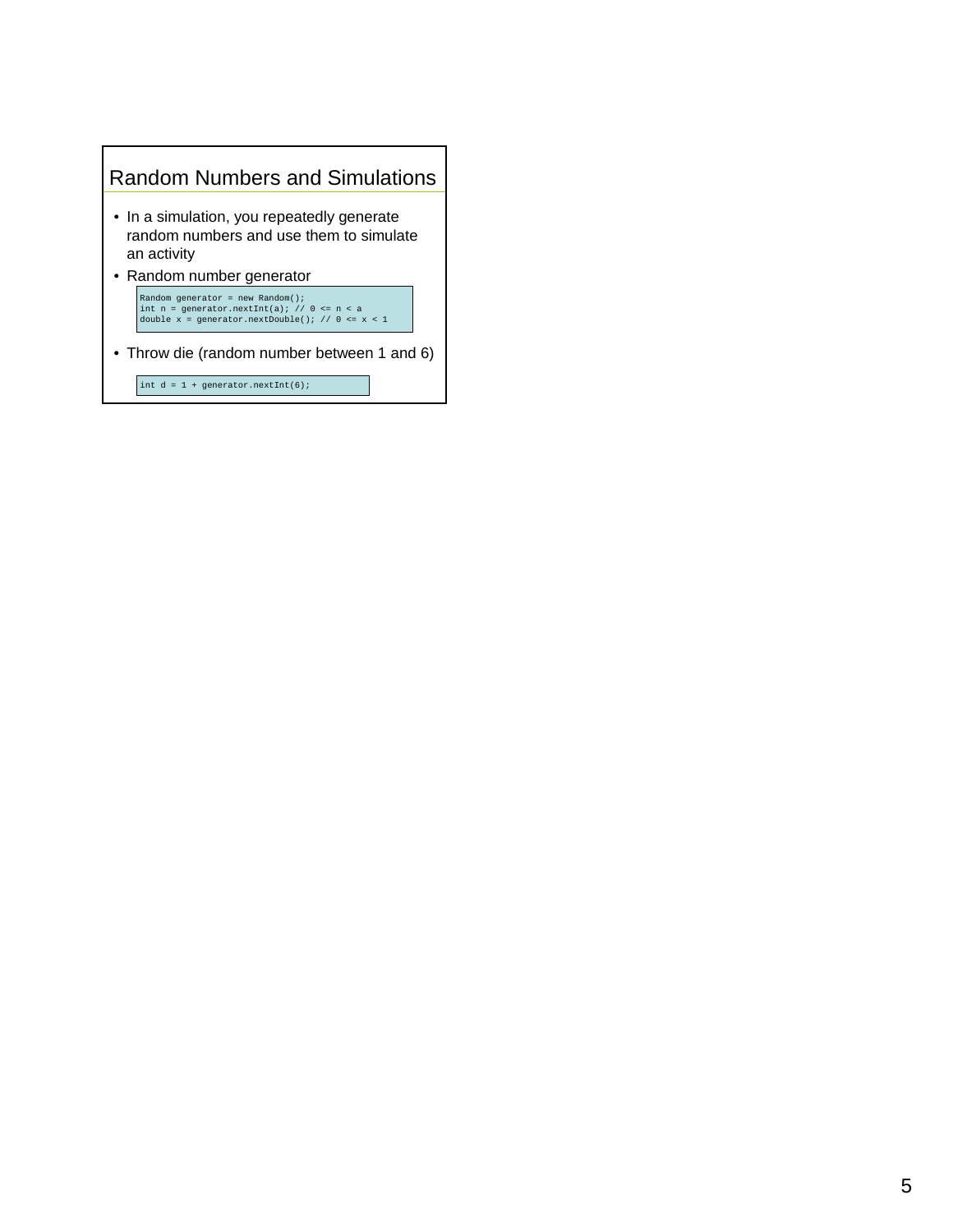## Random Numbers and Simulations

- In a simulation, you repeatedly generate random numbers and use them to simulate an activity
- Random number generator

```
Random generator = new Random();
int n = generator.nextInt(a); // 0 <= n < a
double x = generator.nextDouble(); // 0 <= x < 1
```

- Throw die (random number between 1 and 6)

```
int d = 1 + generator.nextInt(6);
```